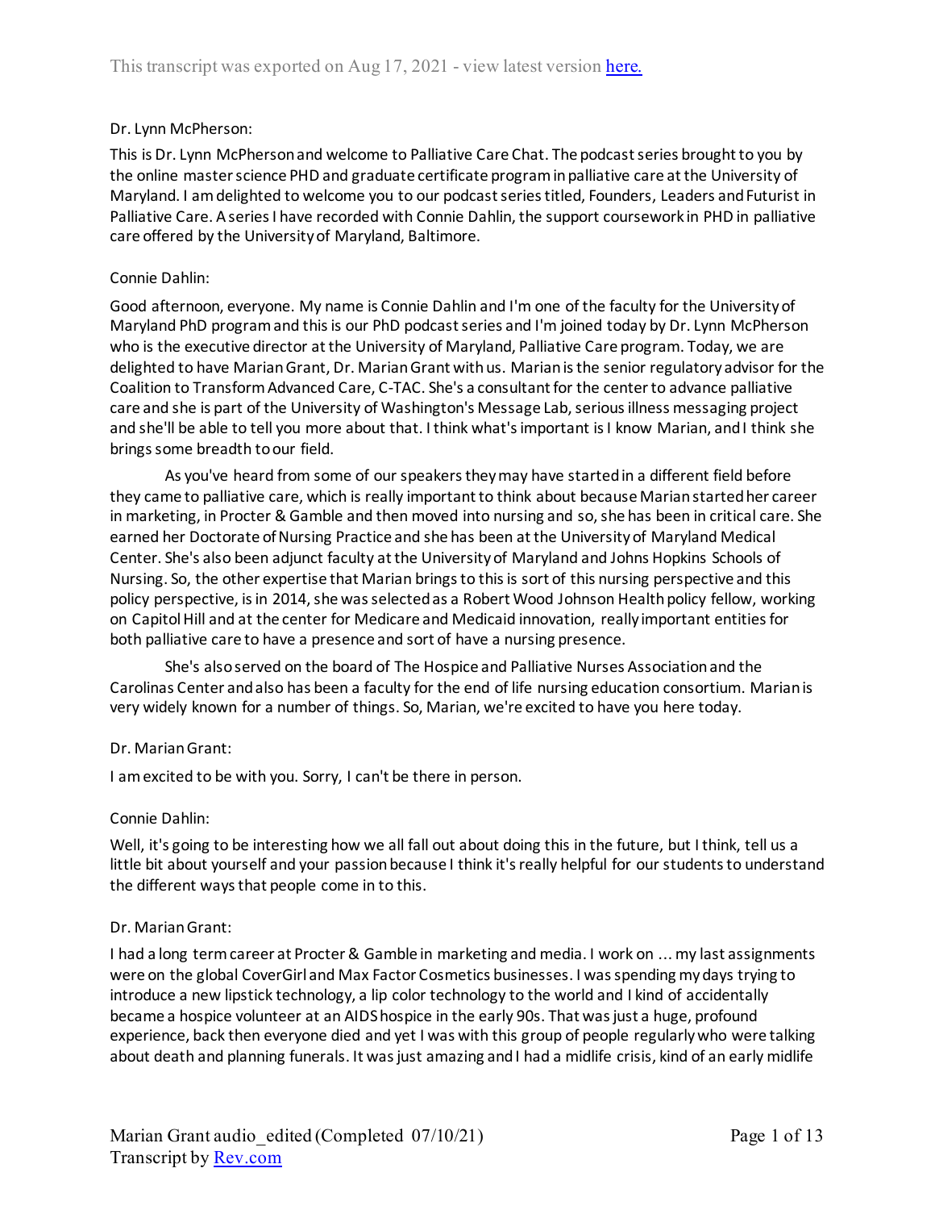Dr. Lynn McPherson:

This is Dr. Lynn McPherson and welcome to Palliative Care Chat. The podcast series brought to you by the online master science PHD and graduate certificate program in palliative care at the University of Maryland. I am delighted to welcome you to our podcast series titled, Founders, Leaders and Futurist in Palliative Care. A series I have recorded with Connie Dahlin, the support coursework in PHD in palliative care offered by the University of Maryland, Baltimore.

Connie Dahlin:

Good afternoon, everyone. My name is Connie Dahlin and I'm one of the faculty for the University of Maryland PhD program and this is our PhD podcast series and I'm joined today by Dr. Lynn McPherson who is the executive director at the University of Maryland, Palliative Care program. Today, we are delighted to have Marian Grant, Dr. Marian Grant with us. Marian is the senior regulatory advisor for the Coalition to Transform Advanced Care, C-TAC. She's a consultant for the center to advance palliative care and she is part of the University of Washington's Message Lab, serious illness messaging project and she'll be able to tell you more about that. I think what's important is I know Marian, and I think she brings some breadth to our field.

As you've heard from some of our speakers they may have started in a different field before they came to palliative care, which is really important to think about because Marian started her career in marketing, in Procter & Gamble and then moved into nursing and so, she has been in critical care. She earned her Doctorate of Nursing Practice and she has been at the University of Maryland Medical Center. She's also been adjunct faculty at the University of Maryland and Johns Hopkins Schools of Nursing. So, the other expertise that Marian brings to this is sort of this nursing perspective and this policy perspective, is in 2014, she was selected as a Robert Wood Johnson Health policy fellow, working on Capitol Hill and at the center for Medicare and Medicaid innovation, really important entities for both palliative care to have a presence and sort of have a nursing presence.

She's also served on the board of The Hospice and Palliative Nurses Association and the Carolinas Center and also has been a faculty for the end of life nursing education consortium. Marian is very widely known for a number of things. So, Marian, we're excited to have you here today.

Dr. Marian Grant:

I am excited to be with you. Sorry, I can't be there in person.

Connie Dahlin:

Well, it's going to be interesting how we all fall out about doing this in the future, but I think, tell us a little bit about yourself and your passion because I think it's really helpful for our students to understand the different ways that people come in to this.

Dr. Marian Grant:

I had a long term career at Procter & Gamble in marketing and media. I work on ... my last assignments were on the global CoverGirl and Max Factor Cosmetics businesses. I was spending my days trying to introduce a new lipstick technology, a lip color technology to the world and I kind of accidentally became a hospice volunteer at an AIDS hospice in the early 90s. That was just a huge, profound experience, back then everyone died and yet I was with this group of people regularly who were talking about death and planning funerals. It was just amazing and I had a midlife crisis, kind of an early midlife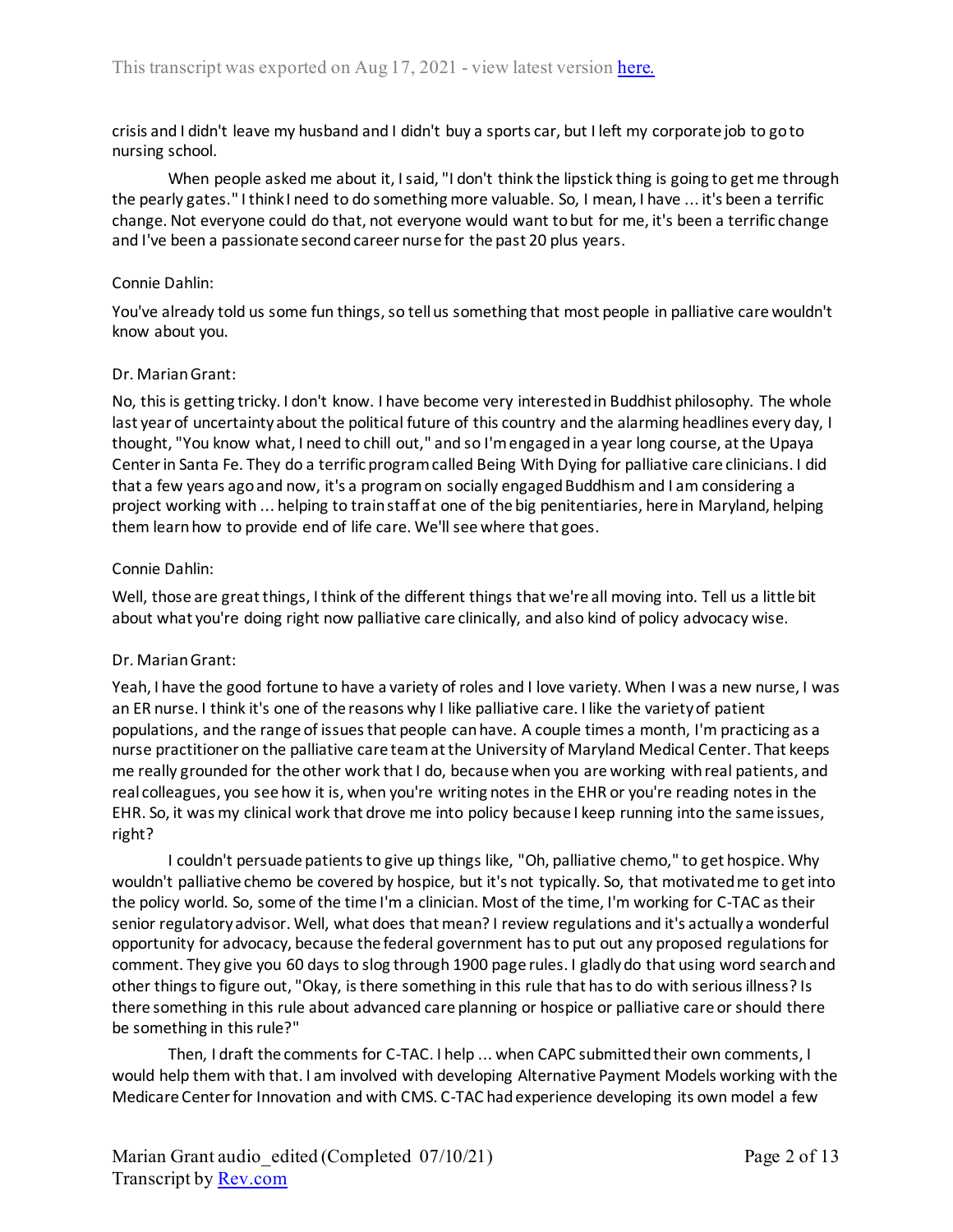crisis and I didn't leave my husband and I didn't buy a sports car, but I left my corporate job to go to nursing school.

When people asked me about it, I said, "I don't think the lipstick thing is going to get me through the pearly gates." I think I need to do something more valuable. So, I mean, I have ... it's been a terrific change. Not everyone could do that, not everyone would want to but for me, it's been a terrific change and I've been a passionate second career nurse for the past 20 plus years.

Connie Dahlin:

You've already told us some fun things, so tell us something that most people in palliative care wouldn't know about you.

Dr. Marian Grant:

No, this is getting tricky. I don't know. I have become very interested in Buddhist philosophy. The whole last year of uncertainty about the political future of this country and the alarming headlines every day, I thought, "You know what, I need to chill out," and so I'm engaged in a year long course, at the Upaya Center in Santa Fe. They do a terrific program called Being With Dying for palliative care clinicians. I did that a few years ago and now, it's a program on socially engaged Buddhism and I am considering a project working with ... helping to train staff at one of the big penitentiaries, here in Maryland, helping them learn how to provide end of life care. We'll see where that goes.

Connie Dahlin:

Well, those are great things, I think of the different things that we're all moving into. Tell us a little bit about what you're doing right now palliative care clinically, and also kind of policy advocacy wise.

Dr. Marian Grant:

Yeah, I have the good fortune to have a variety of roles and I love variety. When I was a new nurse, I was an ER nurse. I think it's one of the reasons why I like palliative care. I like the variety of patient populations, and the range of issues that people can have. A couple times a month, I'm practicing as a nurse practitioner on the palliative care team at the University of Maryland Medical Center. That keeps me really grounded for the other work that I do, because when you are working with real patients, and real colleagues, you see how it is, when you're writing notes in the EHR or you're reading notes in the EHR. So, it was my clinical work that drove me into policy because I keep running into the same issues, right?

I couldn't persuade patients to give up things like, "Oh, palliative chemo," to get hospice. Why wouldn't palliative chemo be covered by hospice, but it's not typically. So, that motivated me to get into the policy world. So, some of the time I'm a clinician. Most of the time, I'm working for C-TAC as their senior regulatory advisor. Well, what does that mean? I review regulations and it's actually a wonderful opportunity for advocacy, because the federal government has to put out any proposed regulations for comment. They give you 60 days to slog through 1900 page rules. I gladly do that using word search and other things to figure out, "Okay, is there something in this rule that has to do with serious illness? Is there something in this rule about advanced care planning or hospice or palliative care or should there be something in this rule?"

Then, I draft the comments for C-TAC. I help ... when CAPC submitted their own comments, I would help them with that. I am involved with developing Alternative Payment Models working with the Medicare Center for Innovation and with CMS. C-TAC had experience developing its own model a few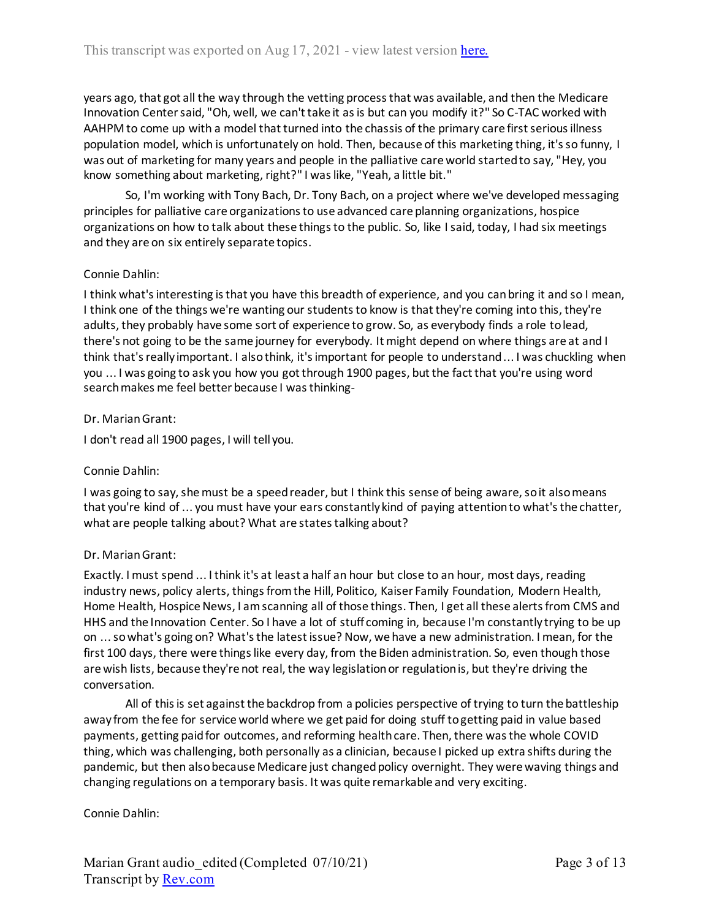years ago, that got all the way through the vetting process that was available, and then the Medicare Innovation Center said, "Oh, well, we can't take it as is but can you modify it?" So C-TAC worked with AAHPM to come up with a model that turned into the chassis of the primary care first serious illness population model, which is unfortunately on hold. Then, because of this marketing thing, it's so funny, I was out of marketing for many years and people in the palliative care world started to say, "Hey, you know something about marketing, right?" I was like, "Yeah, a little bit."

So, I'm working with Tony Bach, Dr. Tony Bach, on a project where we've developed messaging principles for palliative care organizations to use advanced care planning organizations, hospice organizations on how to talk about these things to the public. So, like I said, today, I had six meetings and they are on six entirely separate topics.

Connie Dahlin:

I think what's interesting is that you have this breadth of experience, and you can bring it and so I mean, I think one of the things we're wanting our students to know is that they're coming into this, they're adults, they probably have some sort of experience to grow. So, as everybody finds a role to lead, there's not going to be the same journey for everybody. It might depend on where things are at and I think that's really important. I also think, it's important for people to understand ... I was chuckling when you ... I was going to ask you how you got through 1900 pages, but the fact that you're using word search makes me feel better because I was thinking-

Dr. Marian Grant:

I don't read all 1900 pages, I will tell you.

Connie Dahlin:

I was going to say, she must be a speed reader, but I think this sense of being aware, so it also means that you're kind of ... you must have your ears constantly kind of paying attention to what's the chatter, what are people talking about? What are states talking about?

Dr. Marian Grant:

Exactly. I must spend ... I think it's at least a half an hour but close to an hour, most days, reading industry news, policy alerts, things from the Hill, Politico, Kaiser Family Foundation, Modern Health, Home Health, Hospice News, I am scanning all of those things. Then, I get all these alerts from CMS and HHS and the Innovation Center. So I have a lot of stuff coming in, because I'm constantly trying to be up on ... so what's going on? What's the latest issue? Now, we have a new administration. I mean, for the first 100 days, there were things like every day, from the Biden administration. So, even though those are wish lists, because they're not real, the way legislation or regulation is, but they're driving the conversation.

All of this is set against the backdrop from a policies perspective of trying to turn the battleship away from the fee for service world where we get paid for doing stuff to getting paid in value based payments, getting paid for outcomes, and reforming health care. Then, there was the whole COVID thing, which was challenging, both personally as a clinician, because I picked up extra shifts during the pandemic, but then also because Medicare just changed policy overnight. They were waving things and changing regulations on a temporary basis. It was quite remarkable and very exciting.

Connie Dahlin: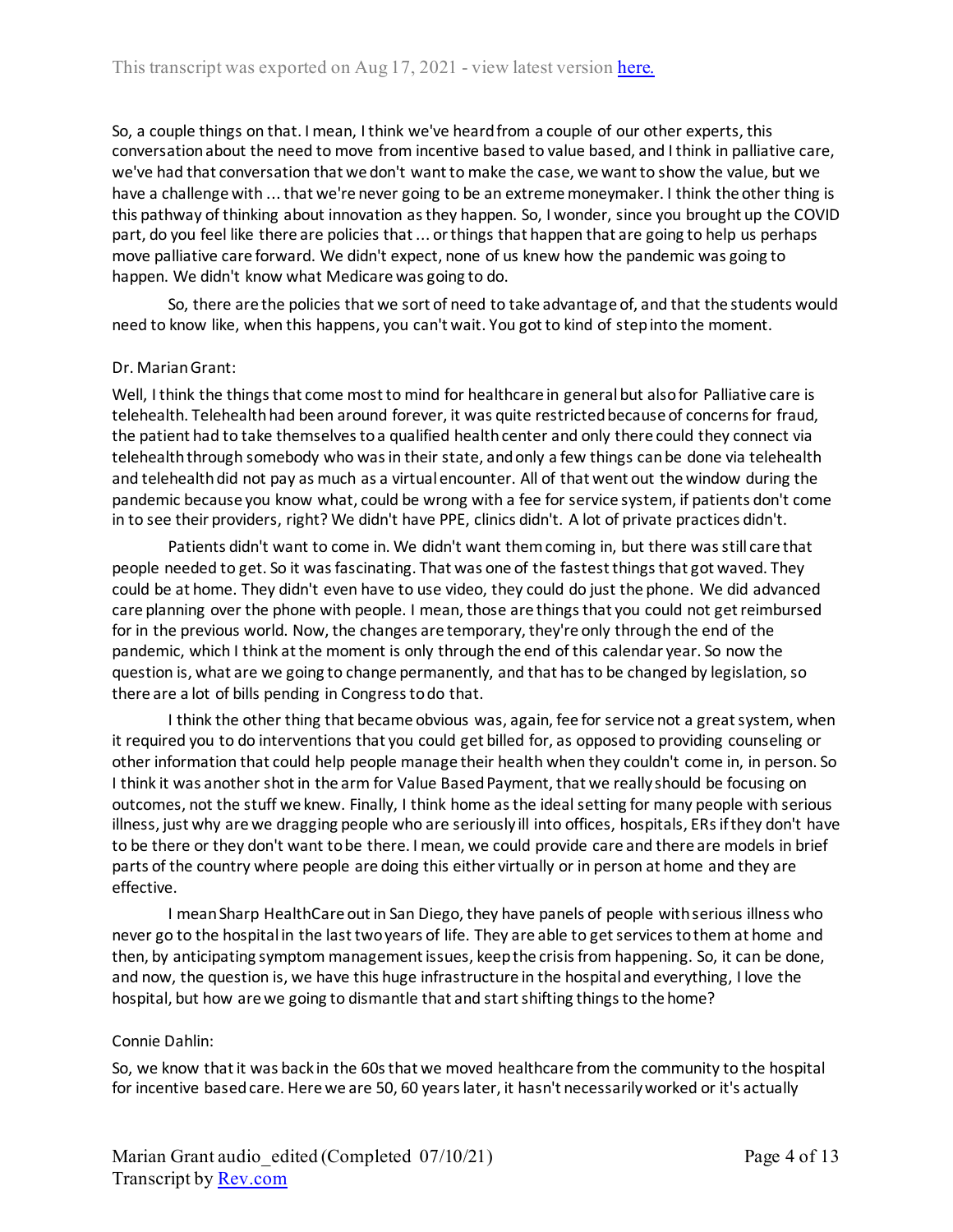So, a couple things on that. I mean, I think we've heard from a couple of our other experts, this conversation about the need to move from incentive based to value based, and I think in palliative care, we've had that conversation that we don't want to make the case, we want to show the value, but we have a challenge with ... that we're never going to be an extreme moneymaker. I think the other thing is this pathway of thinking about innovation as they happen. So, I wonder, since you brought up the COVID part, do you feel like there are policies that ... or things that happen that are going to help us perhaps move palliative care forward. We didn't expect, none of us knew how the pandemic was going to happen. We didn't know what Medicare was going to do.

So, there are the policies that we sort of need to take advantage of, and that the students would need to know like, when this happens, you can't wait. You got to kind of step into the moment.

Dr. Marian Grant:

Well, I think the things that come most to mind for healthcare in general but also for Palliative care is telehealth. Telehealth had been around forever, it was quite restricted because of concerns for fraud, the patient had to take themselves to a qualified health center and only there could they connect via telehealth through somebody who was in their state, and only a few things can be done via telehealth and telehealth did not pay as much as a virtual encounter. All of that went out the window during the pandemic because you know what, could be wrong with a fee for service system, if patients don't come in to see their providers, right? We didn't have PPE, clinics didn't. A lot of private practices didn't.

Patients didn't want to come in. We didn't want them coming in, but there was still care that people needed to get. So it was fascinating. That was one of the fastest things that got waved. They could be at home. They didn't even have to use video, they could do just the phone. We did advanced care planning over the phone with people. I mean, those are things that you could not get reimbursed for in the previous world. Now, the changes are temporary, they're only through the end of the pandemic, which I think at the moment is only through the end of this calendar year. So now the question is, what are we going to change permanently, and that has to be changed by legislation, so there are a lot of bills pending in Congress to do that.

I think the other thing that became obvious was, again, fee for service not a great system, when it required you to do interventions that you could get billed for, as opposed to providing counseling or other information that could help people manage their health when they couldn't come in, in person. So I think it was another shot in the arm for Value Based Payment, that we really should be focusing on outcomes, not the stuff we knew. Finally, I think home as the ideal setting for many people with serious illness, just why are we dragging people who are seriously ill into offices, hospitals, ERs if they don't have to be there or they don't want to be there. I mean, we could provide care and there are models in brief parts of the country where people are doing this either virtually or in person at home and they are effective.

I mean Sharp HealthCare out in San Diego, they have panels of people with serious illness who never go to the hospital in the last two years of life. They are able to get services to them at home and then, by anticipating symptom management issues, keep the crisis from happening. So, it can be done, and now, the question is, we have this huge infrastructure in the hospital and everything, I love the hospital, but how are we going to dismantle that and start shifting things to the home?

Connie Dahlin:

So, we know that it was back in the 60s that we moved healthcare from the community to the hospital for incentive based care. Here we are 50, 60 years later, it hasn't necessarily worked or it's actually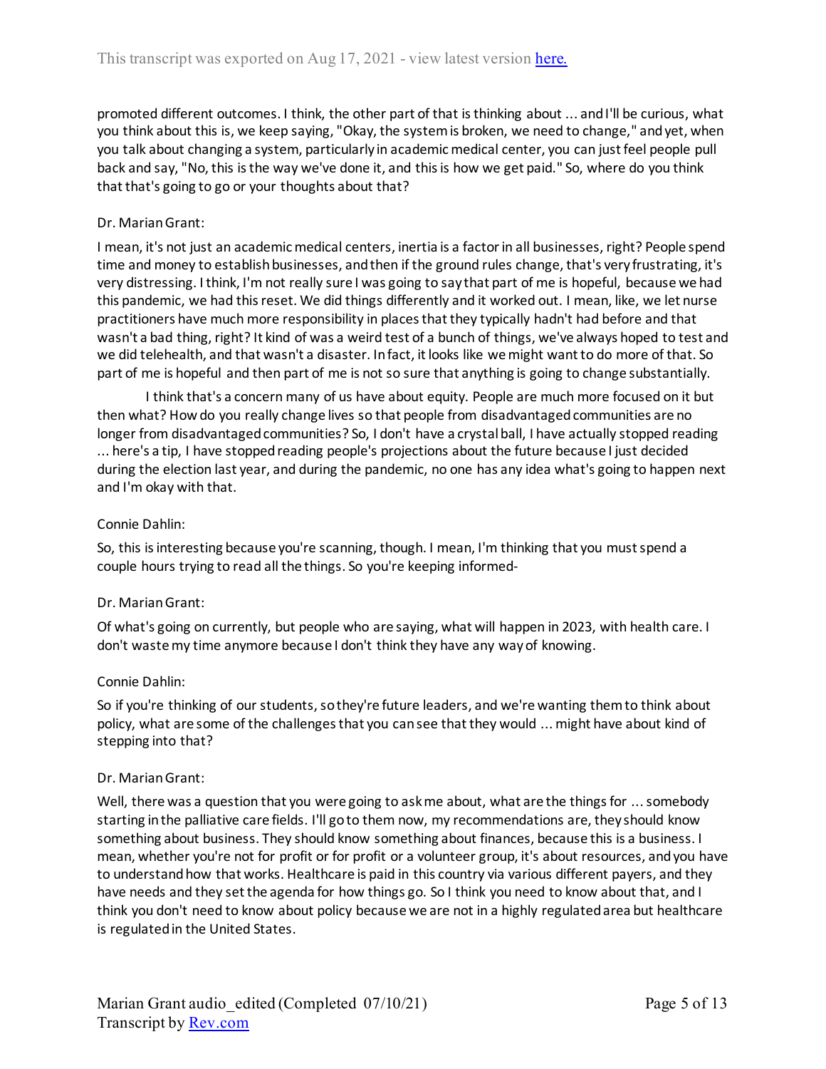promoted different outcomes. I think, the other part of that is thinking about ... and I'll be curious, what you think about this is, we keep saying, "Okay, the system is broken, we need to change," and yet, when you talk about changing a system, particularly in academic medical center, you can just feel people pull back and say, "No, this is the way we've done it, and this is how we get paid." So, where do you think that that's going to go or your thoughts about that?

Dr. Marian Grant:

I mean, it's not just an academic medical centers, inertia is a factor in all businesses, right? People spend time and money to establish businesses, and then if the ground rules change, that's very frustrating, it's very distressing. I think, I'm not really sure I was going to say that part of me is hopeful, because we had this pandemic, we had this reset. We did things differently and it worked out. I mean, like, we let nurse practitioners have much more responsibility in places that they typically hadn't had before and that wasn't a bad thing, right? It kind of was a weird test of a bunch of things, we've always hoped to test and we did telehealth, and that wasn't a disaster. In fact, it looks like we might want to do more of that. So part of me is hopeful and then part of me is not so sure that anything is going to change substantially.

I think that's a concern many of us have about equity. People are much more focused on it but then what? How do you really change lives so that people from disadvantaged communities are no longer from disadvantaged communities? So, I don't have a crystal ball, I have actually stopped reading ... here's a tip, I have stopped reading people's projections about the future because I just decided during the election last year, and during the pandemic, no one has any idea what's going to happen next and I'm okay with that.

Connie Dahlin:

So, this is interesting because you're scanning, though. I mean, I'm thinking that you must spend a couple hours trying to read all the things. So you're keeping informed-

Dr. Marian Grant:

Of what's going on currently, but people who are saying, what will happen in 2023, with health care. I don't waste my time anymore because I don't think they have any way of knowing.

Connie Dahlin:

So if you're thinking of our students, so they're future leaders, and we're wanting them to think about policy, what are some of the challenges that you can see that they would ... might have about kind of stepping into that?

Dr. Marian Grant:

Well, there was a question that you were going to ask me about, what are the things for ... somebody starting in the palliative care fields. I'll go to them now, my recommendations are, they should know something about business. They should know something about finances, because this is a business. I mean, whether you're not for profit or for profit or a volunteer group, it's about resources, and you have to understand how that works. Healthcare is paid in this country via various different payers, and they have needs and they set the agenda for how things go. So I think you need to know about that, and I think you don't need to know about policy because we are not in a highly regulated area but healthcare is regulated in the United States.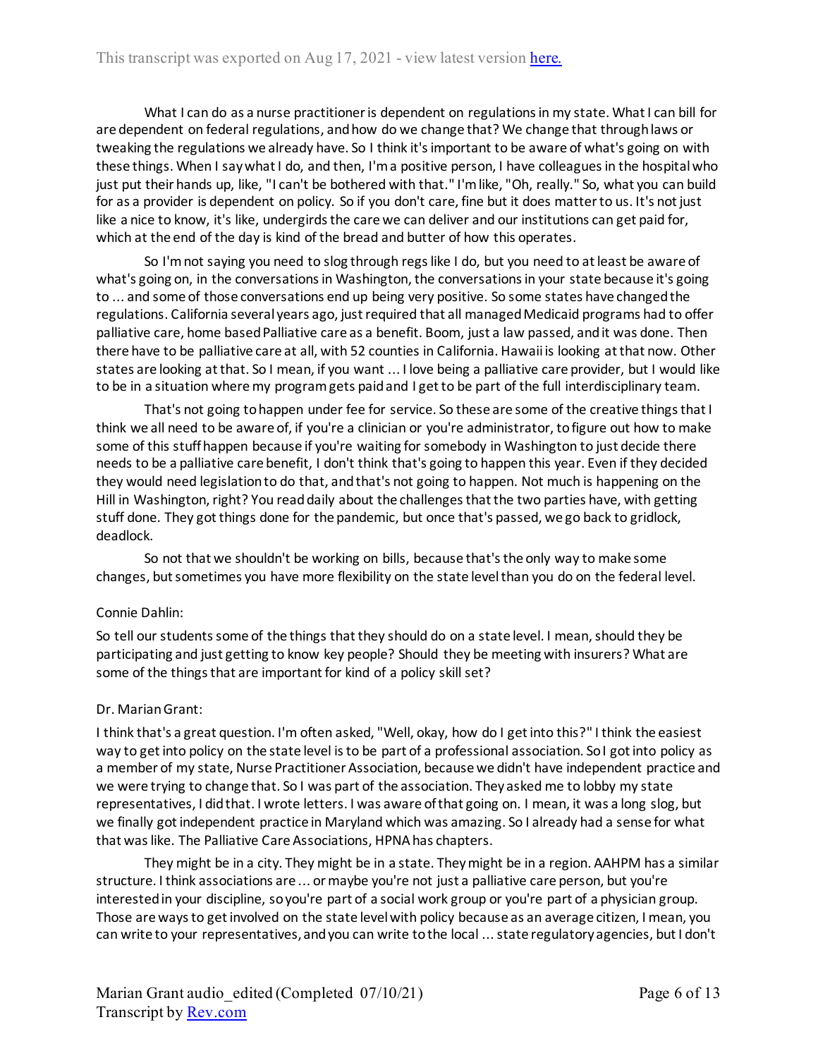What I can do as a nurse practitioner is dependent on regulations in my state. What I can bill for are dependent on federal regulations, and how do we change that? We change that through laws or tweaking the regulations we already have. So I think it's important to be aware of what's going on with these things. When I say what I do, and then, I'm a positive person, I have colleagues in the hospital who just put their hands up, like, "I can't be bothered with that." I'm like, "Oh, really." So, what you can build for as a provider is dependent on policy. So if you don't care, fine but it does matter to us. It's not just like a nice to know, it's like, undergirds the care we can deliver and our institutions can get paid for, which at the end of the day is kind of the bread and butter of how this operates.

So I'm not saying you need to slog through regs like I do, but you need to at least be aware of what's going on, in the conversations in Washington, the conversations in your state because it's going to ... and some of those conversations end up being very positive. So some states have changed the regulations. California several years ago, just required that all managed Medicaid programs had to offer palliative care, home based Palliative care as a benefit. Boom, just a law passed, and it was done. Then there have to be palliative care at all, with 52 counties in California. Hawaii is looking at that now. Other states are looking at that. So I mean, if you want ... I love being a palliative care provider, but I would like to be in a situation where my program gets paid and I get to be part of the full interdisciplinary team.

That's not going to happen under fee for service. So these are some of the creative things that I think we all need to be aware of, if you're a clinician or you're administrator, to figure out how to make some of this stuff happen because if you're waiting for somebody in Washington to just decide there needs to be a palliative care benefit, I don't think that's going to happen this year. Even if they decided they would need legislation to do that, and that's not going to happen. Not much is happening on the Hill in Washington, right? You read daily about the challenges that the two parties have, with getting stuff done. They got things done for the pandemic, but once that's passed, we go back to gridlock, deadlock.

So not that we shouldn't be working on bills, because that's the only way to make some changes, but sometimes you have more flexibility on the state level than you do on the federal level.

Connie Dahlin:

So tell our students some of the things that they should do on a state level. I mean, should they be participating and just getting to know key people? Should they be meeting with insurers? What are some of the things that are important for kind of a policy skill set?

Dr. Marian Grant:

I think that's a great question. I'm often asked, "Well, okay, how do I get into this?" I think the easiest way to get into policy on the state level is to be part of a professional association. So I got into policy as a member of my state, Nurse Practitioner Association, because we didn't have independent practice and we were trying to change that. So I was part of the association. They asked me to lobby my state representatives, I did that. I wrote letters. I was aware of that going on. I mean, it was a long slog, but we finally got independent practice in Maryland which was amazing. So I already had a sense for what that was like. The Palliative Care Associations, HPNA has chapters.

They might be in a city. They might be in a state. They might be in a region. AAHPM has a similar structure. I think associations are ... or maybe you're not just a palliative care person, but you're interested in your discipline, so you're part of a social work group or you're part of a physician group. Those are ways to get involved on the state level with policy because as an average citizen, I mean, you can write to your representatives, and you can write to the local ... state regulatory agencies, but I don't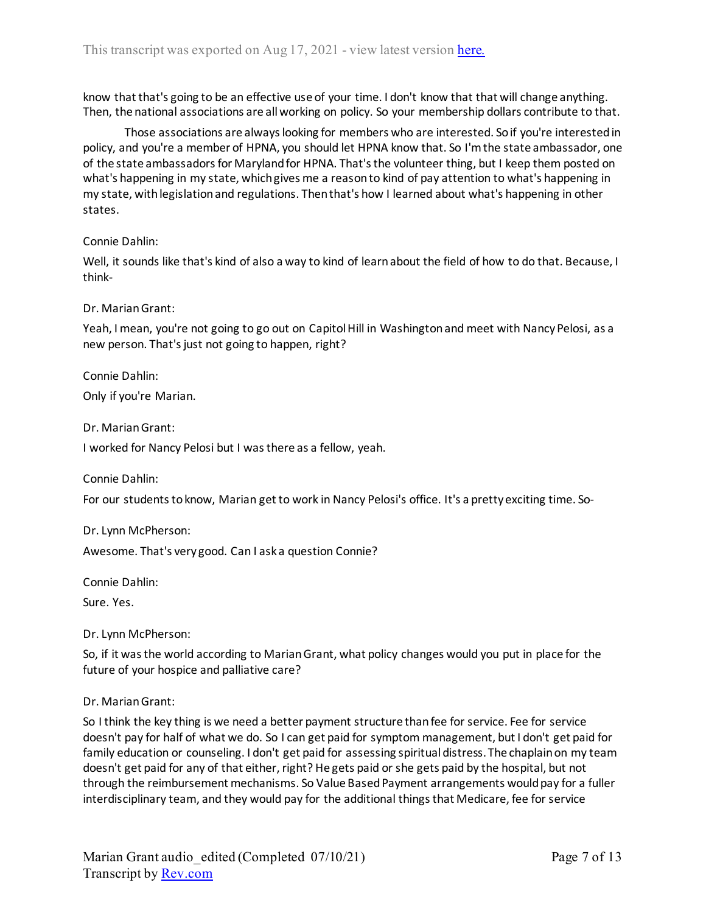know that that's going to be an effective use of your time. I don't know that that will change anything. Then, the national associations are all working on policy. So your membership dollars contribute to that.

Those associations are always looking for members who are interested. So if you're interested in policy, and you're a member of HPNA, you should let HPNA know that. So I'm the state ambassador, one of the state ambassadors for Maryland for HPNA. That's the volunteer thing, but I keep them posted on what's happening in my state, which gives me a reason to kind of pay attention to what's happening in my state, with legislation and regulations. Then that's how I learned about what's happening in other states.

Connie Dahlin:

Well, it sounds like that's kind of also a way to kind of learn about the field of how to do that. Because, I think-

Dr. Marian Grant:

Yeah, I mean, you're not going to go out on Capitol Hill in Washington and meet with Nancy Pelosi, as a new person. That's just not going to happen, right?

Connie Dahlin:

Only if you're Marian.

Dr. Marian Grant:

I worked for Nancy Pelosi but I was there as a fellow, yeah.

Connie Dahlin:

For our students to know, Marian get to work in Nancy Pelosi's office. It's a pretty exciting time. So-

Dr. Lynn McPherson:

Awesome. That's very good. Can I ask a question Connie?

Connie Dahlin:

Sure. Yes.

Dr. Lynn McPherson:

So, if it was the world according to Marian Grant, what policy changes would you put in place for the future of your hospice and palliative care?

Dr. Marian Grant:

So I think the key thing is we need a better payment structure than fee for service. Fee for service doesn't pay for half of what we do. So I can get paid for symptom management, but I don't get paid for family education or counseling. I don't get paid for assessing spiritual distress. The chaplain on my team doesn't get paid for any of that either, right? He gets paid or she gets paid by the hospital, but not through the reimbursement mechanisms. So Value Based Payment arrangements would pay for a fuller interdisciplinary team, and they would pay for the additional things that Medicare, fee for service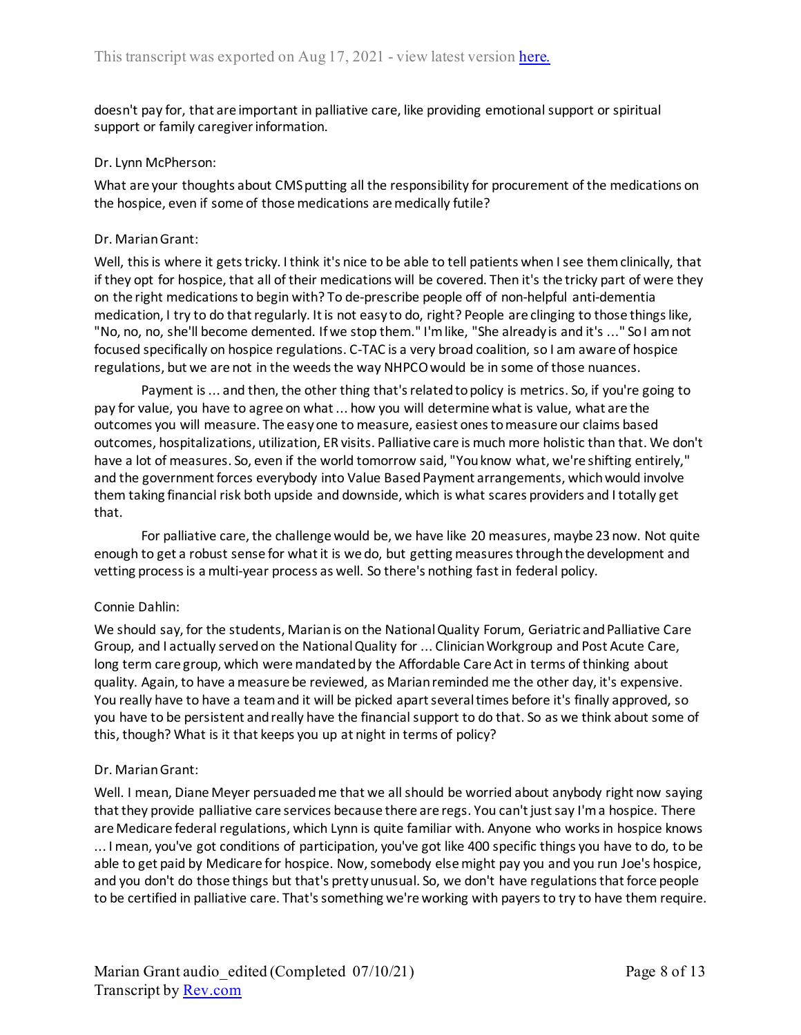doesn't pay for, that are important in palliative care, like providing emotional support or spiritual support or family caregiver information.

Dr. Lynn McPherson:

What are your thoughts about CMS putting all the responsibility for procurement of the medications on the hospice, even if some of those medications are medically futile?

Dr. Marian Grant:

Well, this is where it gets tricky. I think it's nice to be able to tell patients when I see them clinically, that if they opt for hospice, that all of their medications will be covered. Then it's the tricky part of were they on the right medications to begin with? To de-prescribe people off of non-helpful anti-dementia medication, I try to do that regularly. It is not easy to do, right? People are clinging to those things like, "No, no, no, she'll become demented. If we stop them." I'm like, "She already is and it's ..." So I am not focused specifically on hospice regulations. C-TAC is a very broad coalition, so I am aware of hospice regulations, but we are not in the weeds the way NHPCO would be in some of those nuances.

Payment is ... and then, the other thing that's related to policy is metrics. So, if you're going to pay for value, you have to agree on what ... how you will determine what is value, what are the outcomes you will measure. The easy one to measure, easiest ones to measure our claims based outcomes, hospitalizations, utilization, ER visits. Palliative care is much more holistic than that. We don't have a lot of measures. So, even if the world tomorrow said, "You know what, we're shifting entirely," and the government forces everybody into Value Based Payment arrangements, which would involve them taking financial risk both upside and downside, which is what scares providers and I totally get that.

For palliative care, the challenge would be, we have like 20 measures, maybe 23 now. Not quite enough to get a robust sense for what it is we do, but getting measures through the development and vetting process is a multi-year process as well. So there's nothing fast in federal policy.

Connie Dahlin:

We should say, for the students, Marian is on the National Quality Forum, Geriatric and Palliative Care Group, and I actually served on the National Quality for ... Clinician Workgroup and Post Acute Care, long term care group, which were mandated by the Affordable Care Act in terms of thinking about quality. Again, to have a measure be reviewed, as Marian reminded me the other day, it's expensive. You really have to have a team and it will be picked apart several times before it's finally approved, so you have to be persistent and really have the financial support to do that. So as we think about some of this, though? What is it that keeps you up at night in terms of policy?

Dr. Marian Grant:

Well. I mean, Diane Meyer persuaded me that we all should be worried about anybody right now saying that they provide palliative care services because there are regs. You can't just say I'm a hospice. There are Medicare federal regulations, which Lynn is quite familiar with. Anyone who works in hospice knows ... I mean, you've got conditions of participation, you've got like 400 specific things you have to do, to be able to get paid by Medicare for hospice. Now, somebody else might pay you and you run Joe's hospice, and you don't do those things but that's pretty unusual. So, we don't have regulations that force people to be certified in palliative care. That's something we're working with payers to try to have them require.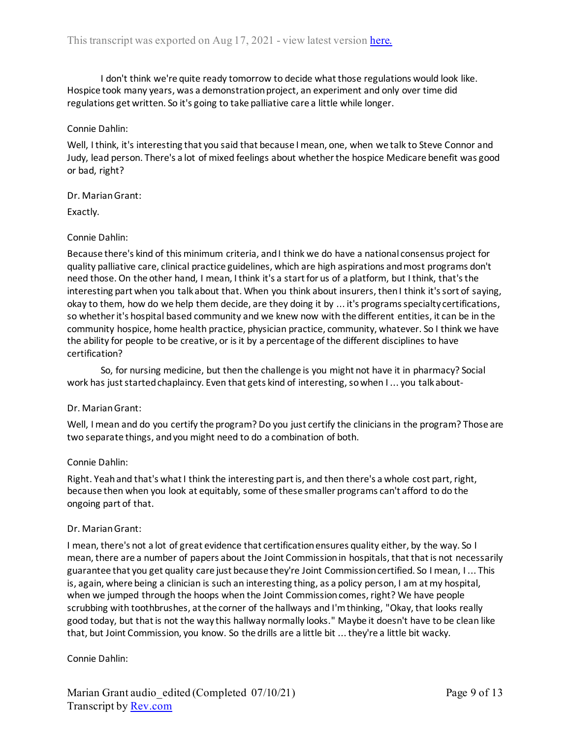I don't think we're quite ready tomorrow to decide what those regulations would look like. Hospice took many years, was a demonstration project, an experiment and only over time did regulations get written. So it's going to take palliative care a little while longer.

Connie Dahlin:

Well, I think, it's interesting that you said that because I mean, one, when we talk to Steve Connor and Judy, lead person. There's a lot of mixed feelings about whether the hospice Medicare benefit was good or bad, right?

Dr. Marian Grant:

Exactly.

Connie Dahlin:

Because there's kind of this minimum criteria, and I think we do have a national consensus project for quality palliative care, clinical practice guidelines, which are high aspirations and most programs don't need those. On the other hand, I mean, I think it's a start for us of a platform, but I think, that's the interesting part when you talk about that. When you think about insurers, then I think it's sort of saying, okay to them, how do we help them decide, are they doing it by ... it's programs specialty certifications, so whether it's hospital based community and we knew now with the different entities, it can be in the community hospice, home health practice, physician practice, community, whatever. So I think we have the ability for people to be creative, or is it by a percentage of the different disciplines to have certification?

So, for nursing medicine, but then the challenge is you might not have it in pharmacy? Social work has just started chaplaincy. Even that gets kind of interesting, so when I ... you talk about-

Dr. Marian Grant:

Well, I mean and do you certify the program? Do you just certify the clinicians in the program? Those are two separate things, and you might need to do a combination of both.

Connie Dahlin:

Right. Yeah and that's what I think the interesting part is, and then there's a whole cost part, right, because then when you look at equitably, some of these smaller programs can't afford to do the ongoing part of that.

Dr. Marian Grant:

I mean, there's not a lot of great evidence that certification ensures quality either, by the way. So I mean, there are a number of papers about the Joint Commission in hospitals, that that is not necessarily guarantee that you get quality care just because they're Joint Commission certified. So I mean, I ... This is, again, where being a clinician is such an interesting thing, as a policy person, I am at my hospital, when we jumped through the hoops when the Joint Commission comes, right? We have people scrubbing with toothbrushes, at the corner of the hallways and I'm thinking, "Okay, that looks really good today, but that is not the way this hallway normally looks." Maybe it doesn't have to be clean like that, but Joint Commission, you know. So the drills are a little bit ... they're a little bit wacky.

Connie Dahlin: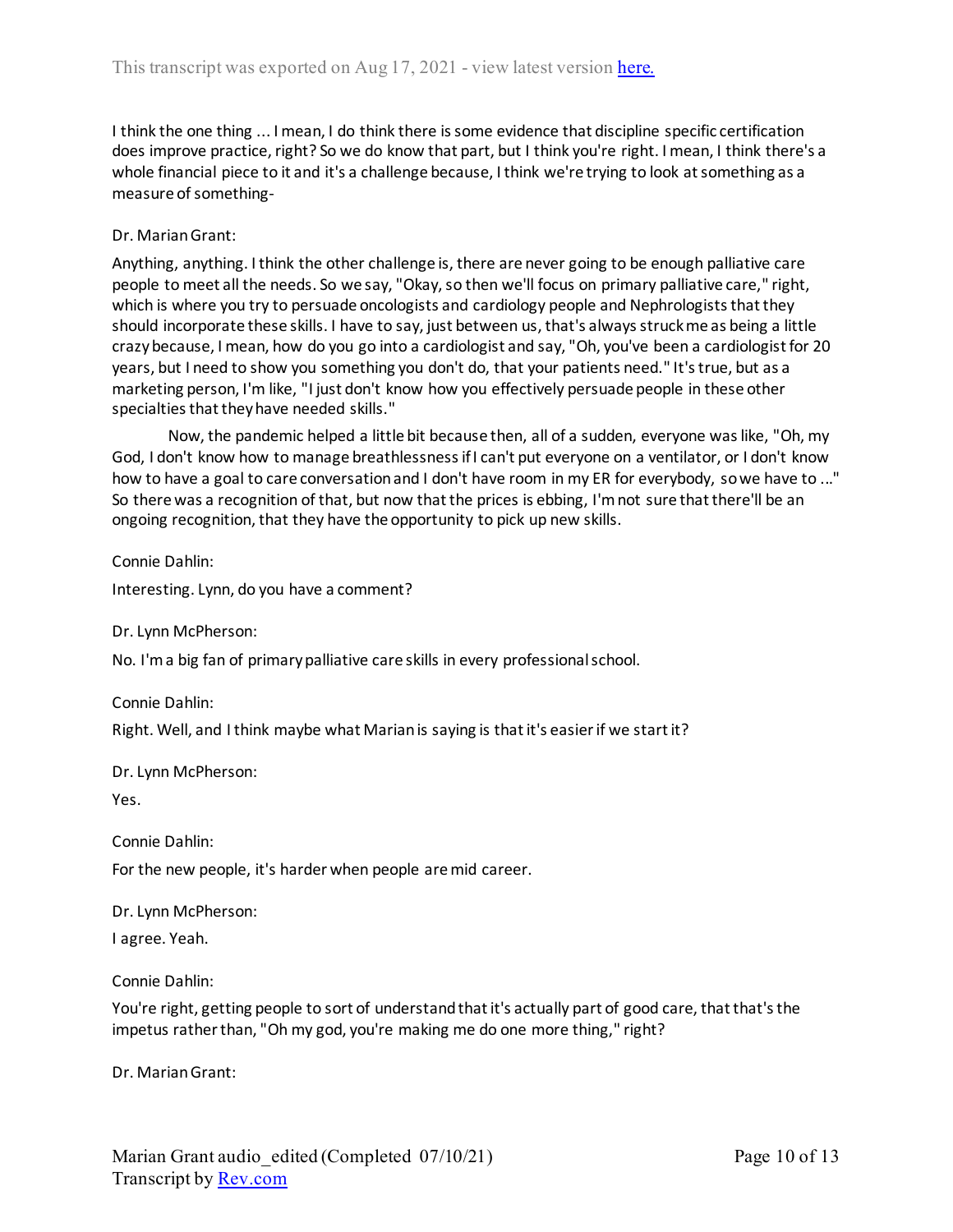I think the one thing ... I mean, I do think there is some evidence that discipline specific certification does improve practice, right? So we do know that part, but I think you're right. I mean, I think there's a whole financial piece to it and it's a challenge because, I think we're trying to look at something as a measure of something-

Dr. Marian Grant:

Anything, anything. I think the other challenge is, there are never going to be enough palliative care people to meet all the needs. So we say, "Okay, so then we'll focus on primary palliative care," right, which is where you try to persuade oncologists and cardiology people and Nephrologists that they should incorporate these skills. I have to say, just between us, that's always struck me as being a little crazy because, I mean, how do you go into a cardiologist and say, "Oh, you've been a cardiologist for 20 years, but I need to show you something you don't do, that your patients need." It's true, but as a marketing person, I'm like, "I just don't know how you effectively persuade people in these other specialties that they have needed skills."

Now, the pandemic helped a little bit because then, all of a sudden, everyone was like, "Oh, my God, I don't know how to manage breathlessness if I can't put everyone on a ventilator, or I don't know how to have a goal to care conversation and I don't have room in my ER for everybody, so we have to ..." So there was a recognition of that, but now that the prices is ebbing, I'm not sure that there'll be an ongoing recognition, that they have the opportunity to pick up new skills.

Connie Dahlin:

Interesting. Lynn, do you have a comment?

Dr. Lynn McPherson:

No. I'm a big fan of primary palliative care skills in every professional school.

Connie Dahlin:

Right. Well, and I think maybe what Marian is saying is that it's easier if we start it?

Dr. Lynn McPherson:

Yes.

Connie Dahlin:

For the new people, it's harder when people are mid career.

Dr. Lynn McPherson:

I agree. Yeah.

Connie Dahlin:

You're right, getting people to sort of understand that it's actually part of good care, that that's the impetus rather than, "Oh my god, you're making me do one more thing," right?

Dr. Marian Grant: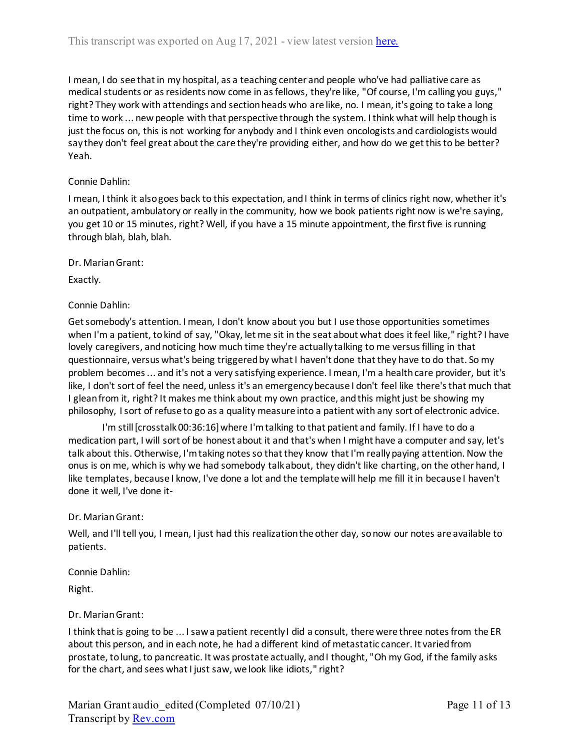I mean, I do see that in my hospital, as a teaching center and people who've had palliative care as medical students or as residents now come in as fellows, they're like, "Of course, I'm calling you guys," right? They work with attendings and section heads who are like, no. I mean, it's going to take a long time to work ... new people with that perspective through the system. I think what will help though is just the focus on, this is not working for anybody and I think even oncologists and cardiologists would say they don't feel great about the care they're providing either, and how do we get this to be better? Yeah.

Connie Dahlin:

I mean, I think it also goes back to this expectation, and I think in terms of clinics right now, whether it's an outpatient, ambulatory or really in the community, how we book patients right now is we're saying, you get 10 or 15 minutes, right? Well, if you have a 15 minute appointment, the first five is running through blah, blah, blah.

Dr. Marian Grant:

Exactly.

Connie Dahlin:

Get somebody's attention. I mean, I don't know about you but I use those opportunities sometimes when I'm a patient, to kind of say, "Okay, let me sit in the seat about what does it feel like," right? I have lovely caregivers, and noticing how much time they're actually talking to me versus filling in that questionnaire, versus what's being triggered by what I haven't done that they have to do that. So my problem becomes ... and it's not a very satisfying experience. I mean, I'm a health care provider, but it's like, I don't sort of feel the need, unless it's an emergency because I don't feel like there's that much that I glean from it, right? It makes me think about my own practice, and this might just be showing my philosophy, I sort of refuse to go as a quality measure into a patient with any sort of electronic advice.

I'm still [crosstalk 00:36:16] where I'm talking to that patient and family. If I have to do a medication part, I will sort of be honest about it and that's when I might have a computer and say, let's talk about this. Otherwise, I'm taking notes so that they know that I'm really paying attention. Now the onus is on me, which is why we had somebody talk about, they didn't like charting, on the other hand, I like templates, because I know, I've done a lot and the template will help me fill it in because I haven't done it well, I've done it-

Dr. Marian Grant:

Well, and I'll tell you, I mean, I just had this realization the other day, so now our notes are available to patients.

Connie Dahlin:

Right.

Dr. Marian Grant:

I think that is going to be ... I saw a patient recently I did a consult, there were three notes from the ER about this person, and in each note, he had a different kind of metastatic cancer. It varied from prostate, to lung, to pancreatic. It was prostate actually, and I thought, "Oh my God, if the family asks for the chart, and sees what I just saw, we look like idiots," right?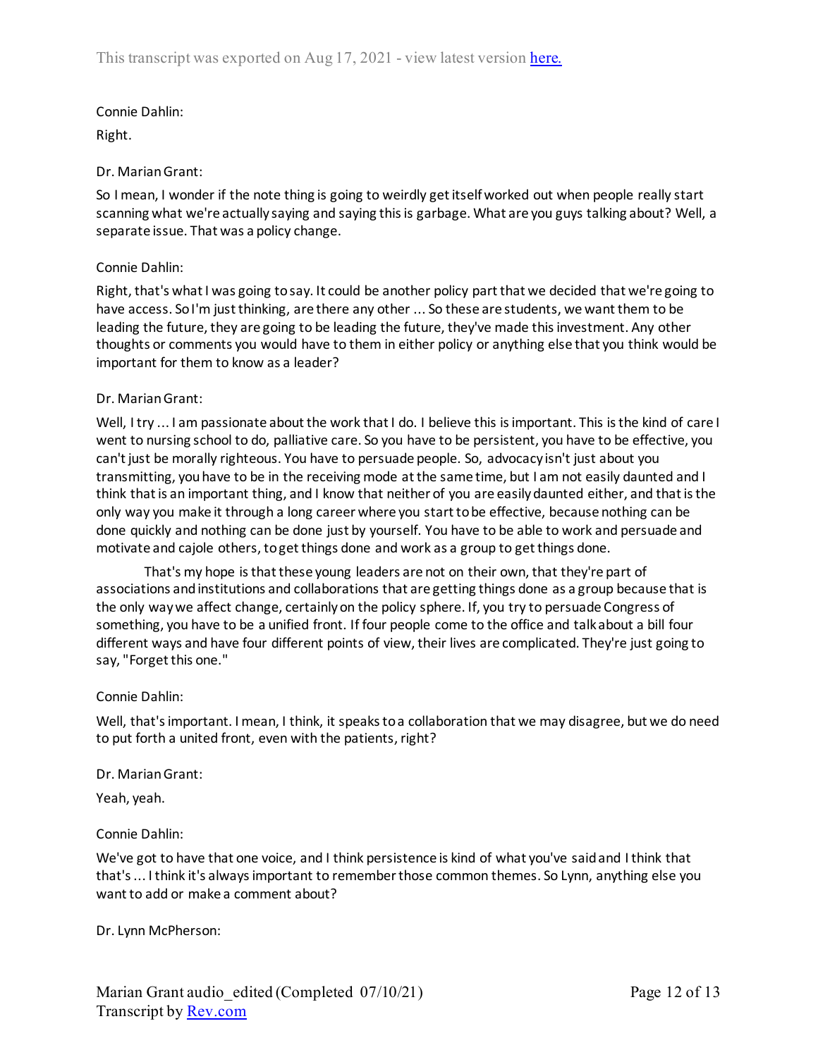Connie Dahlin:

Right.

Dr. Marian Grant:

So I mean, I wonder if the note thing is going to weirdly get itself worked out when people really start scanning what we're actually saying and saying this is garbage. What are you guys talking about? Well, a separate issue. That was a policy change.

Connie Dahlin:

Right, that's what I was going to say. It could be another policy part that we decided that we're going to have access. So I'm just thinking, are there any other ... So these are students, we want them to be leading the future, they are going to be leading the future, they've made this investment. Any other thoughts or comments you would have to them in either policy or anything else that you think would be important for them to know as a leader?

Dr. Marian Grant:

Well, I try ... I am passionate about the work that I do. I believe this is important. This is the kind of care I went to nursing school to do, palliative care. So you have to be persistent, you have to be effective, you can't just be morally righteous. You have to persuade people. So, advocacy isn't just about you transmitting, you have to be in the receiving mode at the same time, but I am not easily daunted and I think that is an important thing, and I know that neither of you are easily daunted either, and that is the only way you make it through a long career where you start to be effective, because nothing can be done quickly and nothing can be done just by yourself. You have to be able to work and persuade and motivate and cajole others, to get things done and work as a group to get things done.

That's my hope is that these young leaders are not on their own, that they're part of associations and institutions and collaborations that are getting things done as a group because that is the only way we affect change, certainly on the policy sphere. If, you try to persuade Congress of something, you have to be a unified front. If four people come to the office and talk about a bill four different ways and have four different points of view, their lives are complicated. They're just going to say, "Forget this one."

Connie Dahlin:

Well, that's important. I mean, I think, it speaks to a collaboration that we may disagree, but we do need to put forth a united front, even with the patients, right?

Dr. Marian Grant:

Yeah, yeah.

Connie Dahlin:

We've got to have that one voice, and I think persistence is kind of what you've said and I think that that's ... I think it's always important to remember those common themes. So Lynn, anything else you want to add or make a comment about?

Dr. Lynn McPherson: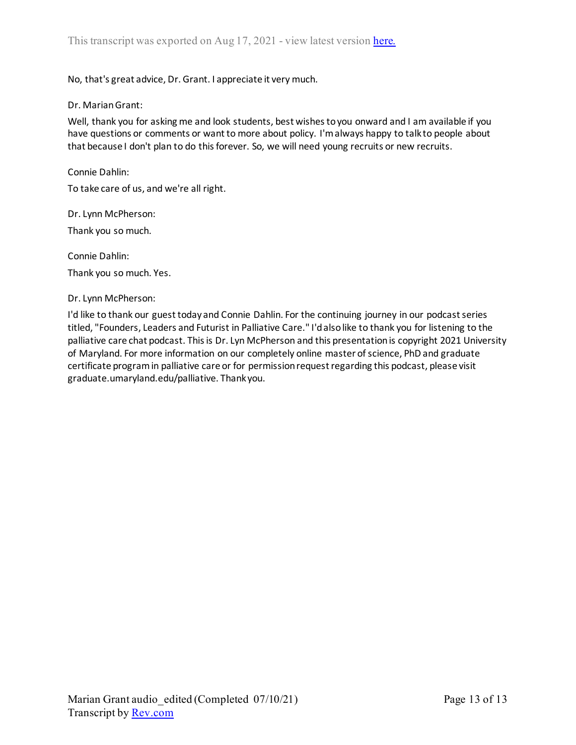No, that's great advice, Dr. Grant. I appreciate it very much.

Dr. Marian Grant:

Well, thank you for asking me and look students, best wishes to you onward and I am available if you have questions or comments or want to more about policy. I'm always happy to talk to people about that because I don't plan to do this forever. So, we will need young recruits or new recruits.

Connie Dahlin:

To take care of us, and we're all right.

Dr. Lynn McPherson:

Thank you so much.

Connie Dahlin:

Thank you so much. Yes.

Dr. Lynn McPherson:

I'd like to thank our guest today and Connie Dahlin. For the continuing journey in our podcast series titled, "Founders, Leaders and Futurist in Palliative Care." I'd also like to thank you for listening to the palliative care chat podcast. This is Dr. Lyn McPherson and this presentation is copyright 2021 University of Maryland. For more information on our completely online master of science, PhD and graduate certificate program in palliative care or for permission request regarding this podcast, please visit graduate.umaryland.edu/palliative. Thank you.